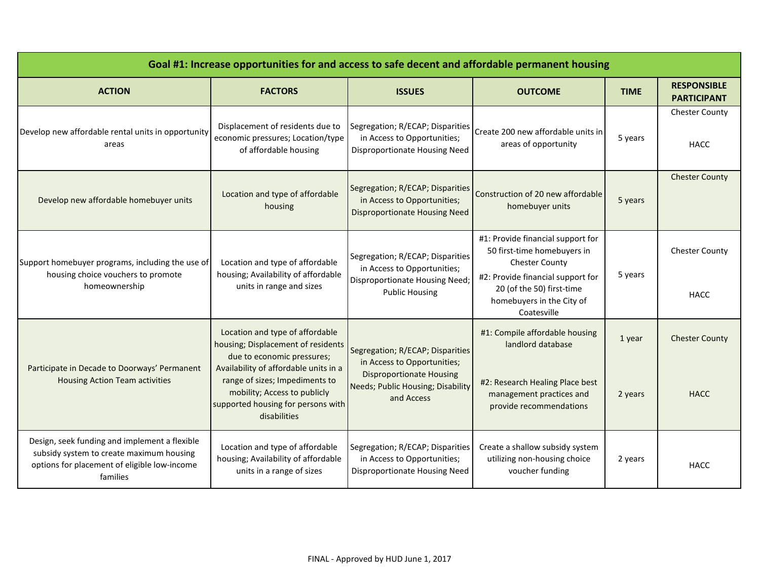| Goal #1: Increase opportunities for and access to safe decent and affordable permanent housing | | | | | |
|---|---|---|---|---|---|
| **ACTION** | **FACTORS** | **ISSUES** | **OUTCOME** | **TIME** | **RESPONSIBLE PARTICIPANT** |
| Develop new affordable rental units in opportunity areas | Displacement of residents due to economic pressures; Location/type of affordable housing | Segregation; R/ECAP; Disparities in Access to Opportunities; Disproportionate Housing Need | Create 200 new affordable units in areas of opportunity | 5 years | Chester County<br><br>HACC |
| Develop new affordable homebuyer units | Location and type of affordable housing | Segregation; R/ECAP; Disparities in Access to Opportunities; Disproportionate Housing Need | Construction of 20 new affordable homebuyer units | 5 years | Chester County |
| Support homebuyer programs, including the use of housing choice vouchers to promote homeownership | Location and type of affordable housing; Availability of affordable units in range and sizes | Segregation; R/ECAP; Disparities in Access to Opportunities; Disproportionate Housing Need; Public Housing | #1: Provide financial support for 50 first-time homebuyers in Chester County<br>#2: Provide financial support for 20 (of the 50) first-time homebuyers in the City of Coatesville | 5 years | Chester County<br><br>HACC |
| Participate in Decade to Doorways' Permanent Housing Action Team activities | Location and type of affordable housing; Displacement of residents due to economic pressures; Availability of affordable units in a range of sizes; Impediments to mobility; Access to publicly supported housing for persons with disabilities | Segregation; R/ECAP; Disparities in Access to Opportunities; Disproportionate Housing Needs; Public Housing; Disability and Access | #1: Compile affordable housing landlord database<br><br>#2: Research Healing Place best management practices and provide recommendations | 1 year<br><br>2 years | Chester County<br><br>HACC |
| Design, seek funding and implement a flexible subsidy system to create maximum housing options for placement of eligible low-income families | Location and type of affordable housing; Availability of affordable units in a range of sizes | Segregation; R/ECAP; Disparities in Access to Opportunities; Disproportionate Housing Need | Create a shallow subsidy system utilizing non-housing choice voucher funding | 2 years | HACC |

FINAL - Approved by HUD June 1, 2017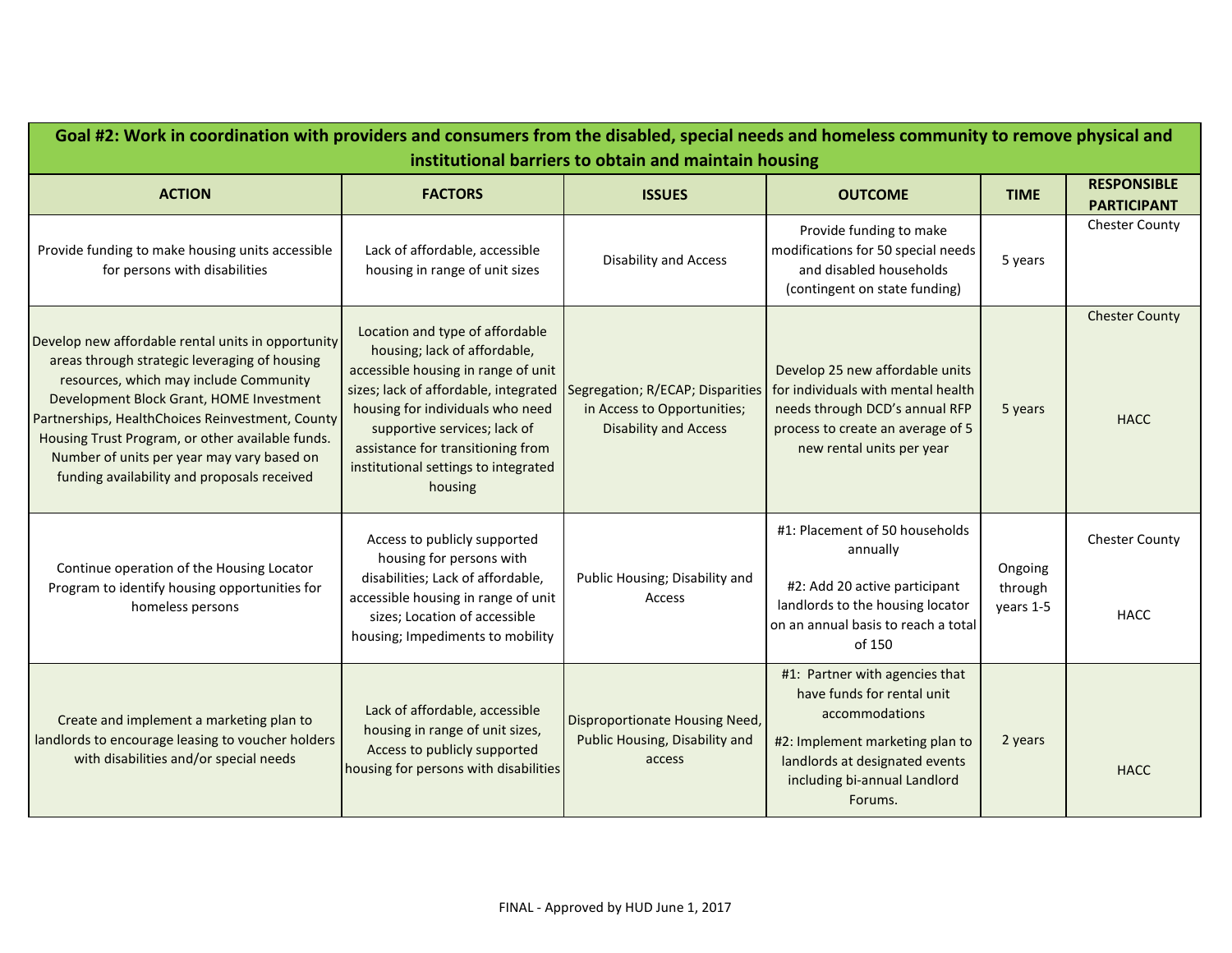| Goal #2: Work in coordination with providers and consumers from the disabled, special needs and homeless community to remove physical and institutional barriers to obtain and maintain housing | | | | | |
|---|---|---|---|---|---|
| **ACTION** | **FACTORS** | **ISSUES** | **OUTCOME** | **TIME** | **RESPONSIBLE PARTICIPANT** |
| Provide funding to make housing units accessible for persons with disabilities | Lack of affordable, accessible housing in range of unit sizes | Disability and Access | Provide funding to make modifications for 50 special needs and disabled households (contingent on state funding) | 5 years | Chester County |
| Develop new affordable rental units in opportunity areas through strategic leveraging of housing resources, which may include Community Development Block Grant, HOME Investment Partnerships, HealthChoices Reinvestment, County Housing Trust Program, or other available funds. Number of units per year may vary based on funding availability and proposals received | Location and type of affordable housing; lack of affordable, accessible housing in range of unit sizes; lack of affordable, integrated housing for individuals who need supportive services; lack of assistance for transitioning from institutional settings to integrated housing | Segregation; R/ECAP; Disparities in Access to Opportunities; Disability and Access | Develop 25 new affordable units for individuals with mental health needs through DCD's annual RFP process to create an average of 5 new rental units per year | 5 years | Chester County<br><br>HACC |
| Continue operation of the Housing Locator Program to identify housing opportunities for homeless persons | Access to publicly supported housing for persons with disabilities; Lack of affordable, accessible housing in range of unit sizes; Location of accessible housing; Impediments to mobility | Public Housing; Disability and Access | #1: Placement of 50 households annually<br><br>#2: Add 20 active participant landlords to the housing locator on an annual basis to reach a total of 150 | Ongoing through years 1-5 | Chester County<br><br>HACC |
| Create and implement a marketing plan to landlords to encourage leasing to voucher holders with disabilities and/or special needs | Lack of affordable, accessible housing in range of unit sizes, Access to publicly supported housing for persons with disabilities | Disproportionate Housing Need, Public Housing, Disability and access | #1: Partner with agencies that have funds for rental unit accommodations<br><br>#2: Implement marketing plan to landlords at designated events including bi-annual Landlord Forums. | 2 years | HACC |

FINAL - Approved by HUD June 1, 2017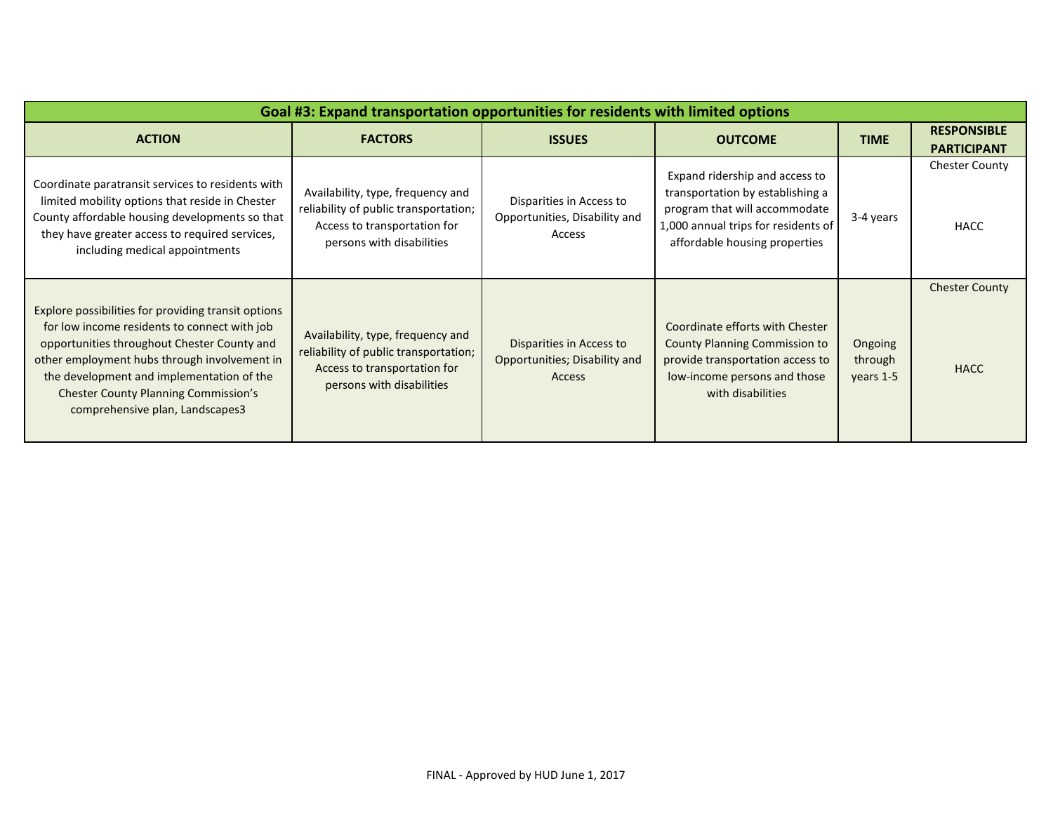| Goal #3: Expand transportation opportunities for residents with limited options | | | | | |
|---|---|---|---|---|---|
| **ACTION** | **FACTORS** | **ISSUES** | **OUTCOME** | **TIME** | **RESPONSIBLE PARTICIPANT** |
| Coordinate paratransit services to residents with limited mobility options that reside in Chester County affordable housing developments so that they have greater access to required services, including medical appointments | Availability, type, frequency and reliability of public transportation; Access to transportation for persons with disabilities | Disparities in Access to Opportunities, Disability and Access | Expand ridership and access to transportation by establishing a program that will accommodate 1,000 annual trips for residents of affordable housing properties | 3-4 years | Chester County<br><br>HACC |
| Explore possibilities for providing transit options for low income residents to connect with job opportunities throughout Chester County and other employment hubs through involvement in the development and implementation of the Chester County Planning Commission's comprehensive plan, Landscapes3 | Availability, type, frequency and reliability of public transportation; Access to transportation for persons with disabilities | Disparities in Access to Opportunities; Disability and Access | Coordinate efforts with Chester County Planning Commission to provide transportation access to low-income persons and those with disabilities | Ongoing through years 1-5 | Chester County<br><br>HACC |

FINAL - Approved by HUD June 1, 2017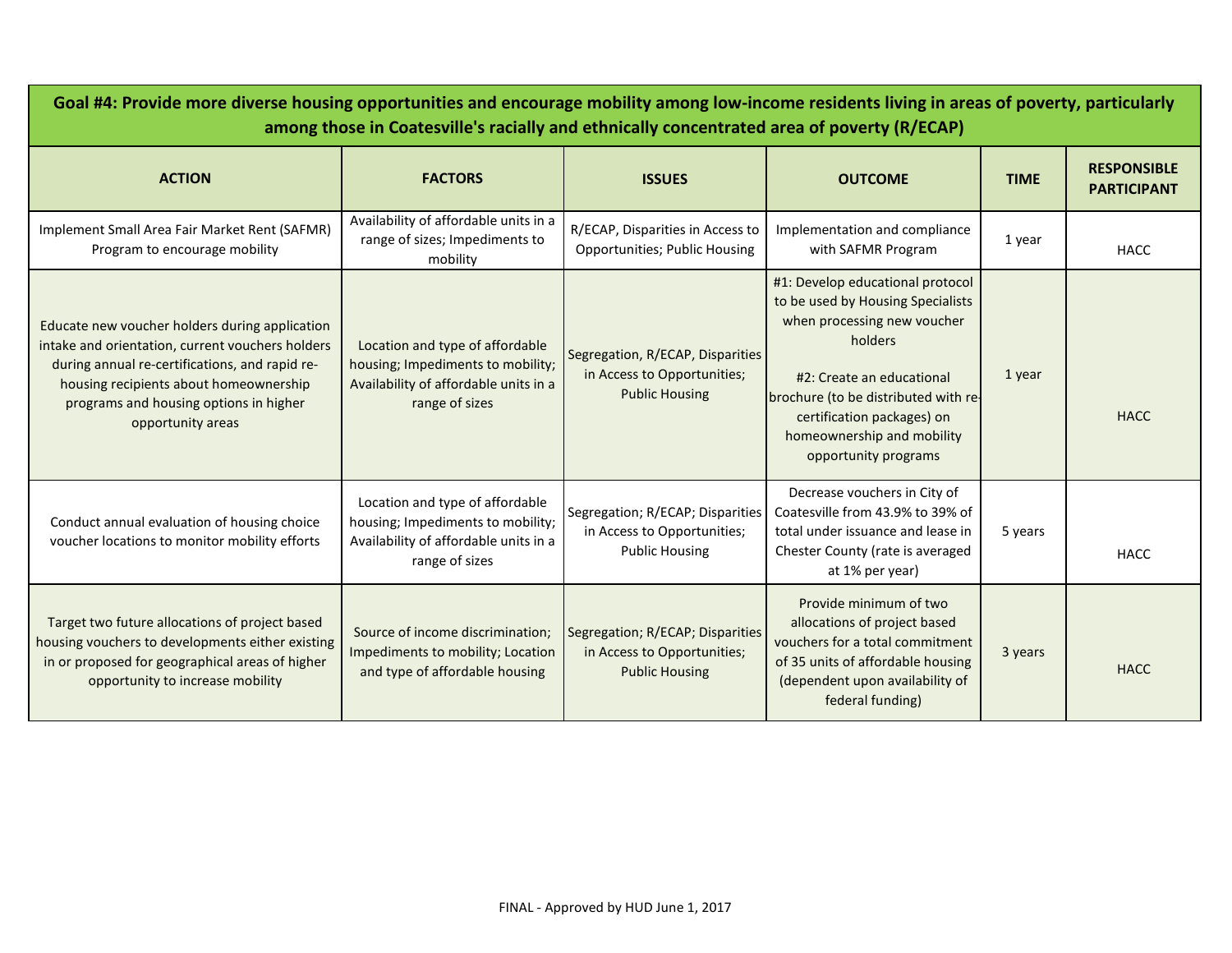## Goal #4: Provide more diverse housing opportunities and encourage mobility among low-income residents living in areas of poverty, particularly among those in Coatesville's racially and ethnically concentrated area of poverty (R/ECAP)

| ACTION | FACTORS | ISSUES | OUTCOME | TIME | RESPONSIBLE PARTICIPANT |
|---|---|---|---|---|---|
| Implement Small Area Fair Market Rent (SAFMR) Program to encourage mobility | Availability of affordable units in a range of sizes; Impediments to mobility | R/ECAP, Disparities in Access to Opportunities; Public Housing | Implementation and compliance with SAFMR Program | 1 year | HACC |
| Educate new voucher holders during application intake and orientation, current vouchers holders during annual re-certifications, and rapid re-housing recipients about homeownership programs and housing options in higher opportunity areas | Location and type of affordable housing; Impediments to mobility; Availability of affordable units in a range of sizes | Segregation, R/ECAP, Disparities in Access to Opportunities; Public Housing | #1: Develop educational protocol to be used by Housing Specialists when processing new voucher holders<br><br>#2: Create an educational brochure (to be distributed with re-certification packages) on homeownership and mobility opportunity programs | 1 year | HACC |
| Conduct annual evaluation of housing choice voucher locations to monitor mobility efforts | Location and type of affordable housing; Impediments to mobility; Availability of affordable units in a range of sizes | Segregation; R/ECAP; Disparities in Access to Opportunities; Public Housing | Decrease vouchers in City of Coatesville from 43.9% to 39% of total under issuance and lease in Chester County (rate is averaged at 1% per year) | 5 years | HACC |
| Target two future allocations of project based housing vouchers to developments either existing in or proposed for geographical areas of higher opportunity to increase mobility | Source of income discrimination; Impediments to mobility; Location and type of affordable housing | Segregation; R/ECAP; Disparities in Access to Opportunities; Public Housing | Provide minimum of two allocations of project based vouchers for a total commitment of 35 units of affordable housing (dependent upon availability of federal funding) | 3 years | HACC |

FINAL - Approved by HUD June 1, 2017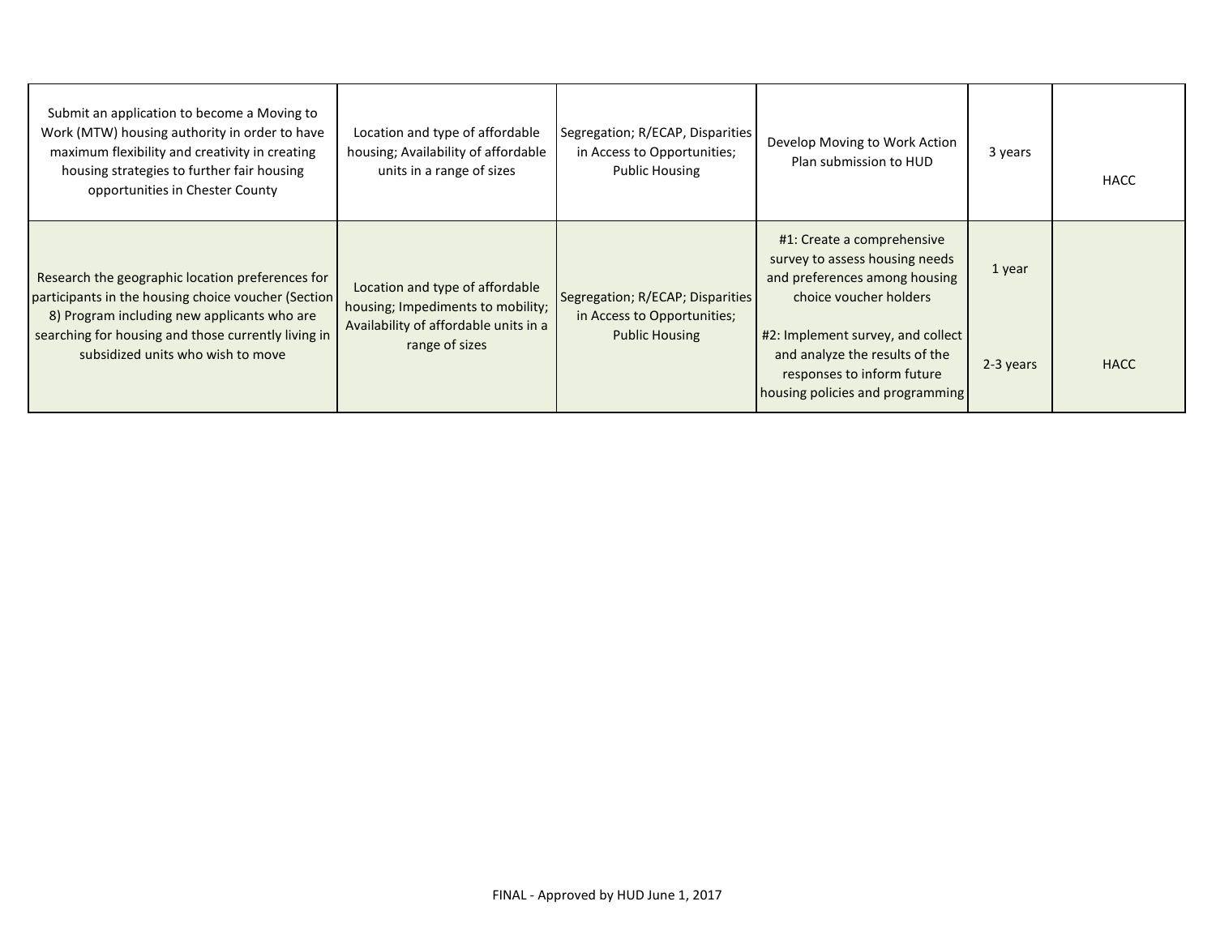| | | | | | |
|---|---|---|---|---|---|
| Submit an application to become a Moving to Work (MTW) housing authority in order to have maximum flexibility and creativity in creating housing strategies to further fair housing opportunities in Chester County | Location and type of affordable housing; Availability of affordable units in a range of sizes | Segregation; R/ECAP, Disparities in Access to Opportunities; Public Housing | Develop Moving to Work Action Plan submission to HUD | 3 years | HACC |
| Research the geographic location preferences for participants in the housing choice voucher (Section 8) Program including new applicants who are searching for housing and those currently living in subsidized units who wish to move | Location and type of affordable housing; Impediments to mobility; Availability of affordable units in a range of sizes | Segregation; R/ECAP; Disparities in Access to Opportunities; Public Housing | #1: Create a comprehensive survey to assess housing needs and preferences among housing choice voucher holders<br><br>#2: Implement survey, and collect and analyze the results of the responses to inform future housing policies and programming | 1 year<br><br>2-3 years | HACC |

FINAL - Approved by HUD June 1, 2017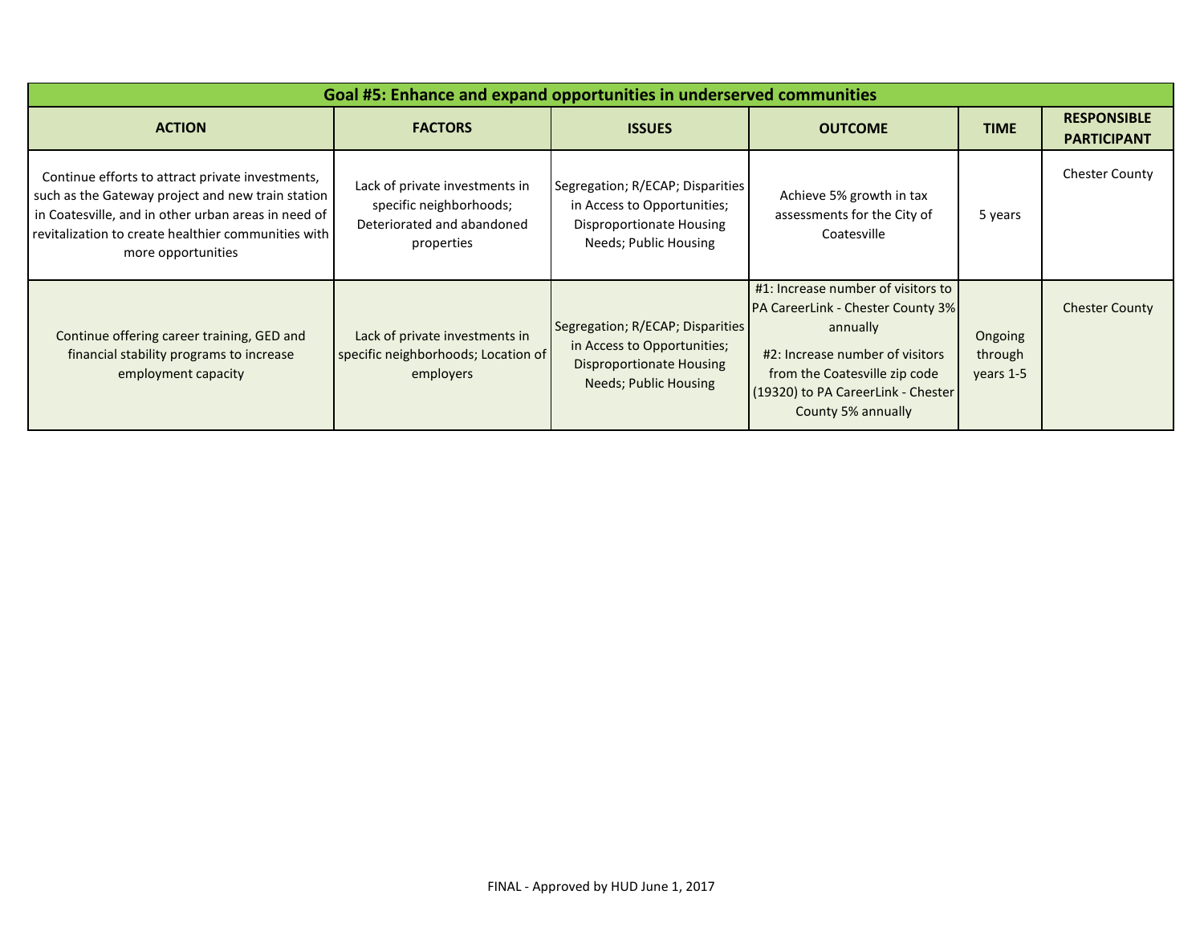| Goal #5: Enhance and expand opportunities in underserved communities | | | | | |
|---|---|---|---|---|---|
| **ACTION** | **FACTORS** | **ISSUES** | **OUTCOME** | **TIME** | **RESPONSIBLE PARTICIPANT** |
| Continue efforts to attract private investments, such as the Gateway project and new train station in Coatesville, and in other urban areas in need of revitalization to create healthier communities with more opportunities | Lack of private investments in specific neighborhoods; Deteriorated and abandoned properties | Segregation; R/ECAP; Disparities in Access to Opportunities; Disproportionate Housing Needs; Public Housing | Achieve 5% growth in tax assessments for the City of Coatesville | 5 years | Chester County |
| Continue offering career training, GED and financial stability programs to increase employment capacity | Lack of private investments in specific neighborhoods; Location of employers | Segregation; R/ECAP; Disparities in Access to Opportunities; Disproportionate Housing Needs; Public Housing | #1: Increase number of visitors to PA CareerLink - Chester County 3% annually<br><br>#2: Increase number of visitors from the Coatesville zip code (19320) to PA CareerLink - Chester County 5% annually | Ongoing through years 1-5 | Chester County |

FINAL - Approved by HUD June 1, 2017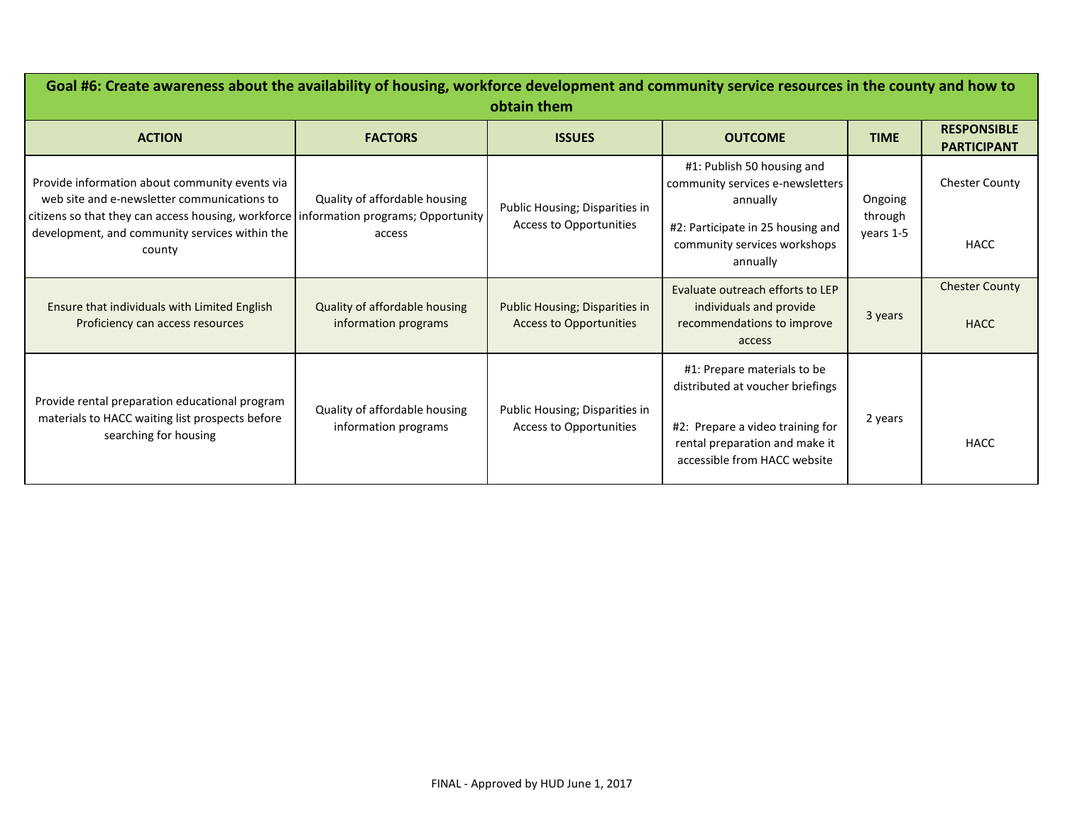| Goal #6: Create awareness about the availability of housing, workforce development and community service resources in the county and how to obtain them | | | | | |
|---|---|---|---|---|---|
| **ACTION** | **FACTORS** | **ISSUES** | **OUTCOME** | **TIME** | **RESPONSIBLE PARTICIPANT** |
| Provide information about community events via web site and e-newsletter communications to citizens so that they can access housing, workforce development, and community services within the county | Quality of affordable housing information programs; Opportunity access | Public Housing; Disparities in Access to Opportunities | #1: Publish 50 housing and community services e-newsletters annually<br>#2: Participate in 25 housing and community services workshops annually | Ongoing through years 1-5 | Chester County<br>HACC |
| Ensure that individuals with Limited English Proficiency can access resources | Quality of affordable housing information programs | Public Housing; Disparities in Access to Opportunities | Evaluate outreach efforts to LEP individuals and provide recommendations to improve access | 3 years | Chester County<br>HACC |
| Provide rental preparation educational program materials to HACC waiting list prospects before searching for housing | Quality of affordable housing information programs | Public Housing; Disparities in Access to Opportunities | #1: Prepare materials to be distributed at voucher briefings<br>#2: Prepare a video training for rental preparation and make it accessible from HACC website | 2 years | HACC |

FINAL - Approved by HUD June 1, 2017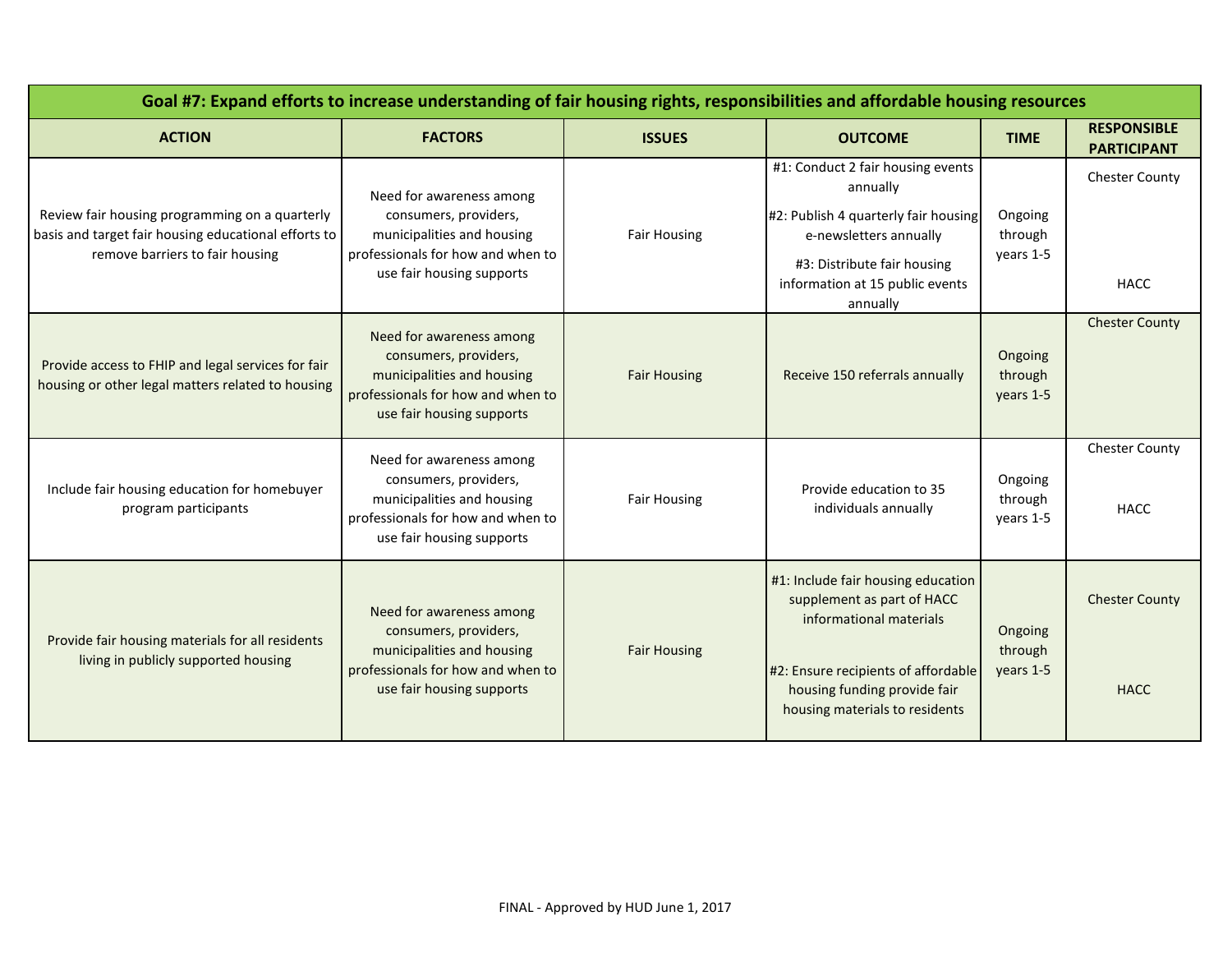| Goal #7: Expand efforts to increase understanding of fair housing rights, responsibilities and affordable housing resources | | | | | |
|---|---|---|---|---|---|
| **ACTION** | **FACTORS** | **ISSUES** | **OUTCOME** | **TIME** | **RESPONSIBLE PARTICIPANT** |
| Review fair housing programming on a quarterly basis and target fair housing educational efforts to remove barriers to fair housing | Need for awareness among consumers, providers, municipalities and housing professionals for how and when to use fair housing supports | Fair Housing | #1: Conduct 2 fair housing events annually<br>#2: Publish 4 quarterly fair housing e-newsletters annually<br>#3: Distribute fair housing information at 15 public events annually | Ongoing through years 1-5 | Chester County<br>HACC |
| Provide access to FHIP and legal services for fair housing or other legal matters related to housing | Need for awareness among consumers, providers, municipalities and housing professionals for how and when to use fair housing supports | Fair Housing | Receive 150 referrals annually | Ongoing through years 1-5 | Chester County |
| Include fair housing education for homebuyer program participants | Need for awareness among consumers, providers, municipalities and housing professionals for how and when to use fair housing supports | Fair Housing | Provide education to 35 individuals annually | Ongoing through years 1-5 | Chester County<br>HACC |
| Provide fair housing materials for all residents living in publicly supported housing | Need for awareness among consumers, providers, municipalities and housing professionals for how and when to use fair housing supports | Fair Housing | #1: Include fair housing education supplement as part of HACC informational materials<br>#2: Ensure recipients of affordable housing funding provide fair housing materials to residents | Ongoing through years 1-5 | Chester County<br>HACC |

FINAL - Approved by HUD June 1, 2017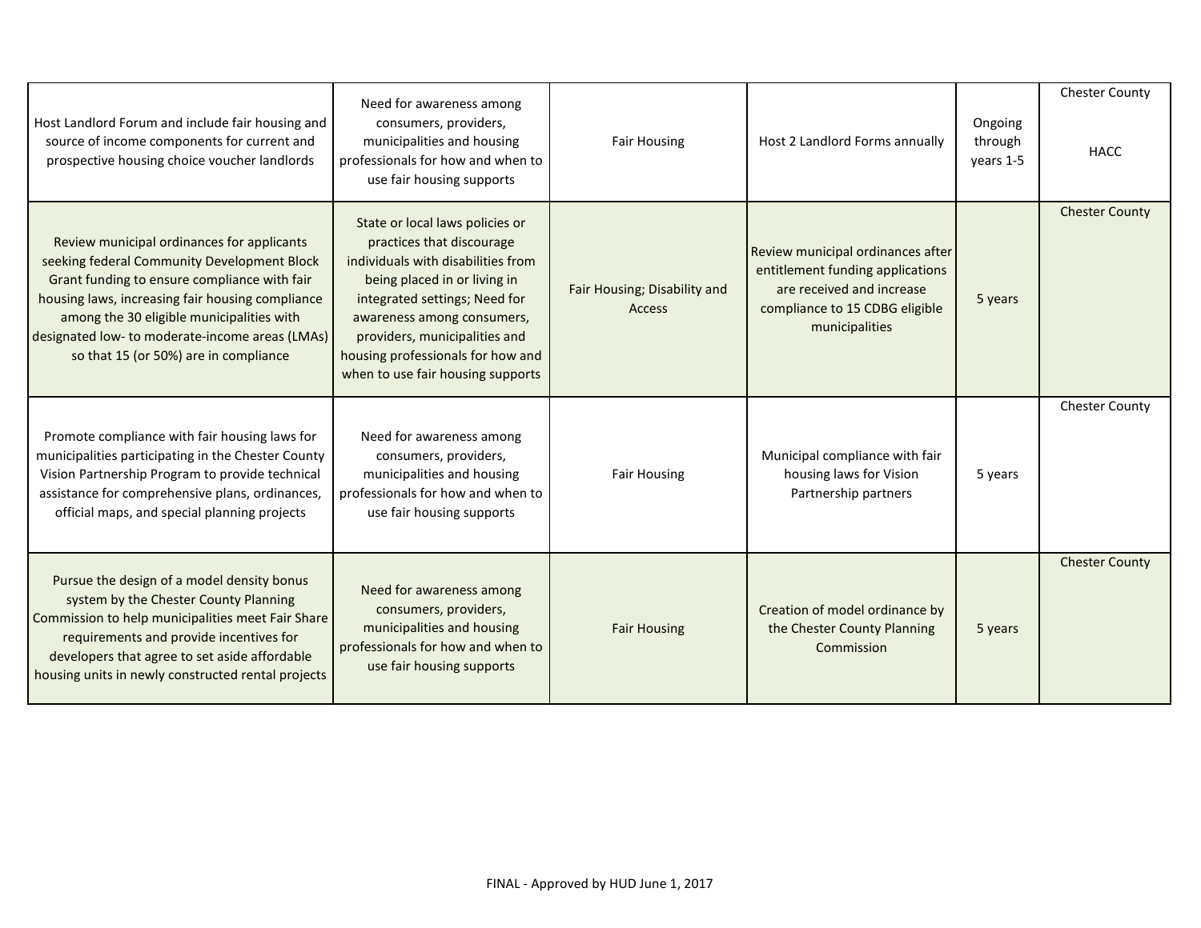| | | | | | |
|---|---|---|---|---|---|
| Host Landlord Forum and include fair housing and source of income components for current and prospective housing choice voucher landlords | Need for awareness among consumers, providers, municipalities and housing professionals for how and when to use fair housing supports | Fair Housing | Host 2 Landlord Forms annually | Ongoing through years 1-5 | Chester County<br><br>HACC |
| Review municipal ordinances for applicants seeking federal Community Development Block Grant funding to ensure compliance with fair housing laws, increasing fair housing compliance among the 30 eligible municipalities with designated low- to moderate-income areas (LMAs) so that 15 (or 50%) are in compliance | State or local laws policies or practices that discourage individuals with disabilities from being placed in or living in integrated settings; Need for awareness among consumers, providers, municipalities and housing professionals for how and when to use fair housing supports | Fair Housing; Disability and Access | Review municipal ordinances after entitlement funding applications are received and increase compliance to 15 CDBG eligible municipalities | 5 years | Chester County |
| Promote compliance with fair housing laws for municipalities participating in the Chester County Vision Partnership Program to provide technical assistance for comprehensive plans, ordinances, official maps, and special planning projects | Need for awareness among consumers, providers, municipalities and housing professionals for how and when to use fair housing supports | Fair Housing | Municipal compliance with fair housing laws for Vision Partnership partners | 5 years | Chester County |
| Pursue the design of a model density bonus system by the Chester County Planning Commission to help municipalities meet Fair Share requirements and provide incentives for developers that agree to set aside affordable housing units in newly constructed rental projects | Need for awareness among consumers, providers, municipalities and housing professionals for how and when to use fair housing supports | Fair Housing | Creation of model ordinance by the Chester County Planning Commission | 5 years | Chester County |

FINAL - Approved by HUD June 1, 2017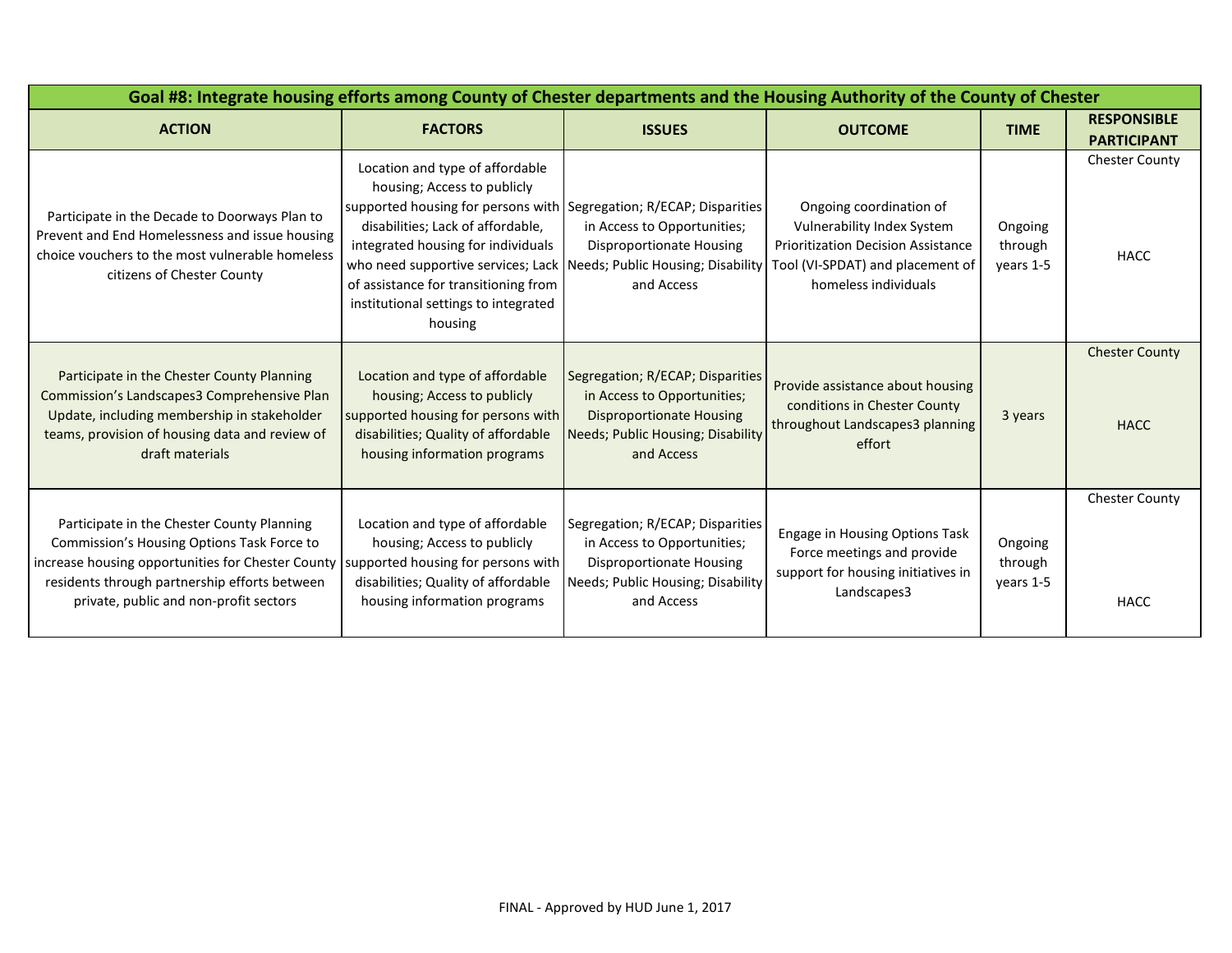| Goal #8: Integrate housing efforts among County of Chester departments and the Housing Authority of the County of Chester | | | | | |
|---|---|---|---|---|---|
| **ACTION** | **FACTORS** | **ISSUES** | **OUTCOME** | **TIME** | **RESPONSIBLE PARTICIPANT** |
| Participate in the Decade to Doorways Plan to Prevent and End Homelessness and issue housing choice vouchers to the most vulnerable homeless citizens of Chester County | Location and type of affordable housing; Access to publicly supported housing for persons with disabilities; Lack of affordable, integrated housing for individuals who need supportive services; Lack of assistance for transitioning from institutional settings to integrated housing | Segregation; R/ECAP; Disparities in Access to Opportunities; Disproportionate Housing Needs; Public Housing; Disability and Access | Ongoing coordination of Vulnerability Index System Prioritization Decision Assistance Tool (VI-SPDAT) and placement of homeless individuals | Ongoing through years 1-5 | Chester County<br>HACC |
| Participate in the Chester County Planning Commission's Landscapes3 Comprehensive Plan Update, including membership in stakeholder teams, provision of housing data and review of draft materials | Location and type of affordable housing; Access to publicly supported housing for persons with disabilities; Quality of affordable housing information programs | Segregation; R/ECAP; Disparities in Access to Opportunities; Disproportionate Housing Needs; Public Housing; Disability and Access | Provide assistance about housing conditions in Chester County throughout Landscapes3 planning effort | 3 years | Chester County<br>HACC |
| Participate in the Chester County Planning Commission's Housing Options Task Force to increase housing opportunities for Chester County residents through partnership efforts between private, public and non-profit sectors | Location and type of affordable housing; Access to publicly supported housing for persons with disabilities; Quality of affordable housing information programs | Segregation; R/ECAP; Disparities in Access to Opportunities; Disproportionate Housing Needs; Public Housing; Disability and Access | Engage in Housing Options Task Force meetings and provide support for housing initiatives in Landscapes3 | Ongoing through years 1-5 | Chester County<br>HACC |